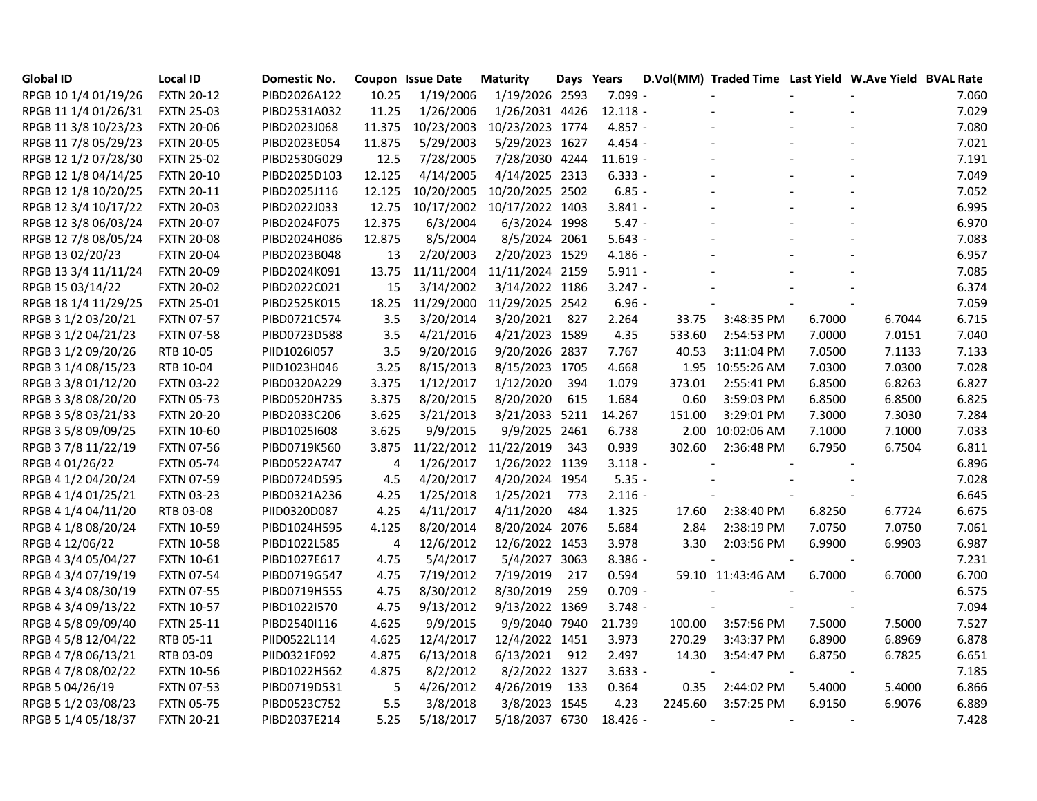| Global ID | Local ID | Domestic No. | Coupon | Issue Date | Maturity | Days | Years | D.Vol(MM) | Traded Time | Last Yield | W.Ave Yield | BVAL Rate |
|---|---|---|---|---|---|---|---|---|---|---|---|---|
| RPGB 10 1/4 01/19/26 | FXTN 20-12 | PIBD2026A122 | 10.25 | 1/19/2006 | 1/19/2026 | 2593 | 7.099 | - | - | - | - | 7.060 |
| RPGB 11 1/4 01/26/31 | FXTN 25-03 | PIBD2531A032 | 11.25 | 1/26/2006 | 1/26/2031 | 4426 | 12.118 | - | - | - | - | 7.029 |
| RPGB 11 3/8 10/23/23 | FXTN 20-06 | PIBD2023J068 | 11.375 | 10/23/2003 | 10/23/2023 | 1774 | 4.857 | - | - | - | - | 7.080 |
| RPGB 11 7/8 05/29/23 | FXTN 20-05 | PIBD2023E054 | 11.875 | 5/29/2003 | 5/29/2023 | 1627 | 4.454 | - | - | - | - | 7.021 |
| RPGB 12 1/2 07/28/30 | FXTN 25-02 | PIBD2530G029 | 12.5 | 7/28/2005 | 7/28/2030 | 4244 | 11.619 | - | - | - | - | 7.191 |
| RPGB 12 1/8 04/14/25 | FXTN 20-10 | PIBD2025D103 | 12.125 | 4/14/2005 | 4/14/2025 | 2313 | 6.333 | - | - | - | - | 7.049 |
| RPGB 12 1/8 10/20/25 | FXTN 20-11 | PIBD2025J116 | 12.125 | 10/20/2005 | 10/20/2025 | 2502 | 6.85 | - | - | - | - | 7.052 |
| RPGB 12 3/4 10/17/22 | FXTN 20-03 | PIBD2022J033 | 12.75 | 10/17/2002 | 10/17/2022 | 1403 | 3.841 | - | - | - | - | 6.995 |
| RPGB 12 3/8 06/03/24 | FXTN 20-07 | PIBD2024F075 | 12.375 | 6/3/2004 | 6/3/2024 | 1998 | 5.47 | - | - | - | - | 6.970 |
| RPGB 12 7/8 08/05/24 | FXTN 20-08 | PIBD2024H086 | 12.875 | 8/5/2004 | 8/5/2024 | 2061 | 5.643 | - | - | - | - | 7.083 |
| RPGB 13 02/20/23 | FXTN 20-04 | PIBD2023B048 | 13 | 2/20/2003 | 2/20/2023 | 1529 | 4.186 | - | - | - | - | 6.957 |
| RPGB 13 3/4 11/11/24 | FXTN 20-09 | PIBD2024K091 | 13.75 | 11/11/2004 | 11/11/2024 | 2159 | 5.911 | - | - | - | - | 7.085 |
| RPGB 15 03/14/22 | FXTN 20-02 | PIBD2022C021 | 15 | 3/14/2002 | 3/14/2022 | 1186 | 3.247 | - | - | - | - | 6.374 |
| RPGB 18 1/4 11/29/25 | FXTN 25-01 | PIBD2525K015 | 18.25 | 11/29/2000 | 11/29/2025 | 2542 | 6.96 | - | - | - | - | 7.059 |
| RPGB 3 1/2 03/20/21 | FXTN 07-57 | PIBD0721C574 | 3.5 | 3/20/2014 | 3/20/2021 | 827 | 2.264 | 33.75 | 3:48:35 PM | 6.7000 | 6.7044 | 6.715 |
| RPGB 3 1/2 04/21/23 | FXTN 07-58 | PIBD0723D588 | 3.5 | 4/21/2016 | 4/21/2023 | 1589 | 4.35 | 533.60 | 2:54:53 PM | 7.0000 | 7.0151 | 7.040 |
| RPGB 3 1/2 09/20/26 | RTB 10-05 | PIID1026I057 | 3.5 | 9/20/2016 | 9/20/2026 | 2837 | 7.767 | 40.53 | 3:11:04 PM | 7.0500 | 7.1133 | 7.133 |
| RPGB 3 1/4 08/15/23 | RTB 10-04 | PIID1023H046 | 3.25 | 8/15/2013 | 8/15/2023 | 1705 | 4.668 | 1.95 | 10:55:26 AM | 7.0300 | 7.0300 | 7.028 |
| RPGB 3 3/8 01/12/20 | FXTN 03-22 | PIBD0320A229 | 3.375 | 1/12/2017 | 1/12/2020 | 394 | 1.079 | 373.01 | 2:55:41 PM | 6.8500 | 6.8263 | 6.827 |
| RPGB 3 3/8 08/20/20 | FXTN 05-73 | PIBD0520H735 | 3.375 | 8/20/2015 | 8/20/2020 | 615 | 1.684 | 0.60 | 3:59:03 PM | 6.8500 | 6.8500 | 6.825 |
| RPGB 3 5/8 03/21/33 | FXTN 20-20 | PIBD2033C206 | 3.625 | 3/21/2013 | 3/21/2033 | 5211 | 14.267 | 151.00 | 3:29:01 PM | 7.3000 | 7.3030 | 7.284 |
| RPGB 3 5/8 09/09/25 | FXTN 10-60 | PIBD1025I608 | 3.625 | 9/9/2015 | 9/9/2025 | 2461 | 6.738 | 2.00 | 10:02:06 AM | 7.1000 | 7.1000 | 7.033 |
| RPGB 3 7/8 11/22/19 | FXTN 07-56 | PIBD0719K560 | 3.875 | 11/22/2012 | 11/22/2019 | 343 | 0.939 | 302.60 | 2:36:48 PM | 6.7950 | 6.7504 | 6.811 |
| RPGB 4 01/26/22 | FXTN 05-74 | PIBD0522A747 | 4 | 1/26/2017 | 1/26/2022 | 1139 | 3.118 | - | - | - | - | 6.896 |
| RPGB 4 1/2 04/20/24 | FXTN 07-59 | PIBD0724D595 | 4.5 | 4/20/2017 | 4/20/2024 | 1954 | 5.35 | - | - | - | - | 7.028 |
| RPGB 4 1/4 01/25/21 | FXTN 03-23 | PIBD0321A236 | 4.25 | 1/25/2018 | 1/25/2021 | 773 | 2.116 | - | - | - | - | 6.645 |
| RPGB 4 1/4 04/11/20 | RTB 03-08 | PIID0320D087 | 4.25 | 4/11/2017 | 4/11/2020 | 484 | 1.325 | 17.60 | 2:38:40 PM | 6.8250 | 6.7724 | 6.675 |
| RPGB 4 1/8 08/20/24 | FXTN 10-59 | PIBD1024H595 | 4.125 | 8/20/2014 | 8/20/2024 | 2076 | 5.684 | 2.84 | 2:38:19 PM | 7.0750 | 7.0750 | 7.061 |
| RPGB 4 12/06/22 | FXTN 10-58 | PIBD1022L585 | 4 | 12/6/2012 | 12/6/2022 | 1453 | 3.978 | 3.30 | 2:03:56 PM | 6.9900 | 6.9903 | 6.987 |
| RPGB 4 3/4 05/04/27 | FXTN 10-61 | PIBD1027E617 | 4.75 | 5/4/2017 | 5/4/2027 | 3063 | 8.386 | - | - | - | - | 7.231 |
| RPGB 4 3/4 07/19/19 | FXTN 07-54 | PIBD0719G547 | 4.75 | 7/19/2012 | 7/19/2019 | 217 | 0.594 | 59.10 | 11:43:46 AM | 6.7000 | 6.7000 | 6.700 |
| RPGB 4 3/4 08/30/19 | FXTN 07-55 | PIBD0719H555 | 4.75 | 8/30/2012 | 8/30/2019 | 259 | 0.709 | - | - | - | - | 6.575 |
| RPGB 4 3/4 09/13/22 | FXTN 10-57 | PIBD1022I570 | 4.75 | 9/13/2012 | 9/13/2022 | 1369 | 3.748 | - | - | - | - | 7.094 |
| RPGB 4 5/8 09/09/40 | FXTN 25-11 | PIBD2540I116 | 4.625 | 9/9/2015 | 9/9/2040 | 7940 | 21.739 | 100.00 | 3:57:56 PM | 7.5000 | 7.5000 | 7.527 |
| RPGB 4 5/8 12/04/22 | RTB 05-11 | PIID0522L114 | 4.625 | 12/4/2017 | 12/4/2022 | 1451 | 3.973 | 270.29 | 3:43:37 PM | 6.8900 | 6.8969 | 6.878 |
| RPGB 4 7/8 06/13/21 | RTB 03-09 | PIID0321F092 | 4.875 | 6/13/2018 | 6/13/2021 | 912 | 2.497 | 14.30 | 3:54:47 PM | 6.8750 | 6.7825 | 6.651 |
| RPGB 4 7/8 08/02/22 | FXTN 10-56 | PIBD1022H562 | 4.875 | 8/2/2012 | 8/2/2022 | 1327 | 3.633 | - | - | - | - | 7.185 |
| RPGB 5 04/26/19 | FXTN 07-53 | PIBD0719D531 | 5 | 4/26/2012 | 4/26/2019 | 133 | 0.364 | 0.35 | 2:44:02 PM | 5.4000 | 5.4000 | 6.866 |
| RPGB 5 1/2 03/08/23 | FXTN 05-75 | PIBD0523C752 | 5.5 | 3/8/2018 | 3/8/2023 | 1545 | 4.23 | 2245.60 | 3:57:25 PM | 6.9150 | 6.9076 | 6.889 |
| RPGB 5 1/4 05/18/37 | FXTN 20-21 | PIBD2037E214 | 5.25 | 5/18/2017 | 5/18/2037 | 6730 | 18.426 | - | - | - | - | 7.428 |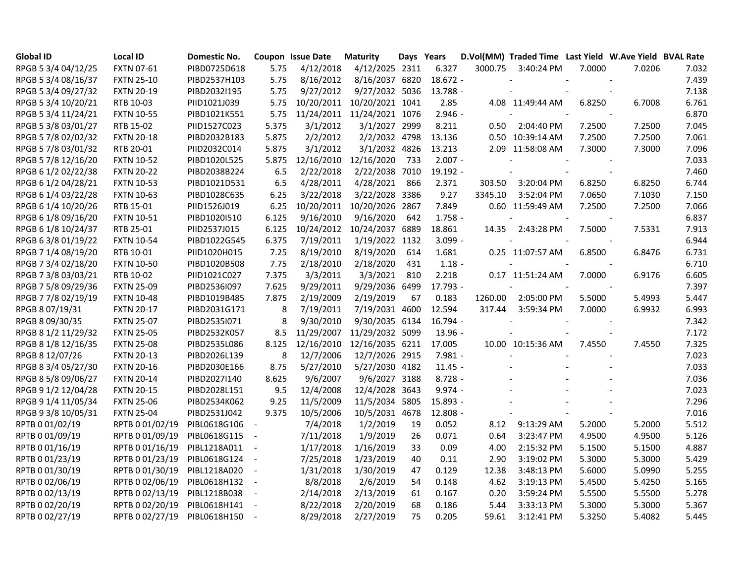| Global ID | Local ID | Domestic No. | Coupon | Issue Date | Maturity | Days | Years | D.Vol(MM) | Traded Time | Last Yield | W.Ave Yield | BVAL Rate |
|---|---|---|---|---|---|---|---|---|---|---|---|---|
| RPGB 5 3/4 04/12/25 | FXTN 07-61 | PIBD0725D618 | 5.75 | 4/12/2018 | 4/12/2025 | 2311 | 6.327 | 3000.75 | 3:40:24 PM | 7.0000 | 7.0206 | 7.032 |
| RPGB 5 3/4 08/16/37 | FXTN 25-10 | PIBD2537H103 | 5.75 | 8/16/2012 | 8/16/2037 | 6820 | 18.672 | - | - | - | - | 7.439 |
| RPGB 5 3/4 09/27/32 | FXTN 20-19 | PIBD2032I195 | 5.75 | 9/27/2012 | 9/27/2032 | 5036 | 13.788 | - | - | - | - | 7.138 |
| RPGB 5 3/4 10/20/21 | RTB 10-03 | PIID1021J039 | 5.75 | 10/20/2011 | 10/20/2021 | 1041 | 2.85 | 4.08 | 11:49:44 AM | 6.8250 | 6.7008 | 6.761 |
| RPGB 5 3/4 11/24/21 | FXTN 10-55 | PIBD1021K551 | 5.75 | 11/24/2011 | 11/24/2021 | 1076 | 2.946 | - | - | - | - | 6.870 |
| RPGB 5 3/8 03/01/27 | RTB 15-02 | PIID1527C023 | 5.375 | 3/1/2012 | 3/1/2027 | 2999 | 8.211 | 0.50 | 2:04:40 PM | 7.2500 | 7.2500 | 7.045 |
| RPGB 5 7/8 02/02/32 | FXTN 20-18 | PIBD2032B183 | 5.875 | 2/2/2012 | 2/2/2032 | 4798 | 13.136 | 0.50 | 10:39:14 AM | 7.2500 | 7.2500 | 7.061 |
| RPGB 5 7/8 03/01/32 | RTB 20-01 | PIID2032C014 | 5.875 | 3/1/2012 | 3/1/2032 | 4826 | 13.213 | 2.09 | 11:58:08 AM | 7.3000 | 7.3000 | 7.096 |
| RPGB 5 7/8 12/16/20 | FXTN 10-52 | PIBD1020L525 | 5.875 | 12/16/2010 | 12/16/2020 | 733 | 2.007 | - | - | - | - | 7.033 |
| RPGB 6 1/2 02/22/38 | FXTN 20-22 | PIBD2038B224 | 6.5 | 2/22/2018 | 2/22/2038 | 7010 | 19.192 | - | - | - | - | 7.460 |
| RPGB 6 1/2 04/28/21 | FXTN 10-53 | PIBD1021D531 | 6.5 | 4/28/2011 | 4/28/2021 | 866 | 2.371 | 303.50 | 3:20:04 PM | 6.8250 | 6.8250 | 6.744 |
| RPGB 6 1/4 03/22/28 | FXTN 10-63 | PIBD1028C635 | 6.25 | 3/22/2018 | 3/22/2028 | 3386 | 9.27 | 3345.10 | 3:52:04 PM | 7.0650 | 7.1030 | 7.150 |
| RPGB 6 1/4 10/20/26 | RTB 15-01 | PIID1526J019 | 6.25 | 10/20/2011 | 10/20/2026 | 2867 | 7.849 | 0.60 | 11:59:49 AM | 7.2500 | 7.2500 | 7.066 |
| RPGB 6 1/8 09/16/20 | FXTN 10-51 | PIBD1020I510 | 6.125 | 9/16/2010 | 9/16/2020 | 642 | 1.758 | - | - | - | - | 6.837 |
| RPGB 6 1/8 10/24/37 | RTB 25-01 | PIID2537J015 | 6.125 | 10/24/2012 | 10/24/2037 | 6889 | 18.861 | 14.35 | 2:43:28 PM | 7.5000 | 7.5331 | 7.913 |
| RPGB 6 3/8 01/19/22 | FXTN 10-54 | PIBD1022G545 | 6.375 | 7/19/2011 | 1/19/2022 | 1132 | 3.099 | - | - | - | - | 6.944 |
| RPGB 7 1/4 08/19/20 | RTB 10-01 | PIID1020H015 | 7.25 | 8/19/2010 | 8/19/2020 | 614 | 1.681 | 0.25 | 11:07:57 AM | 6.8500 | 6.8476 | 6.731 |
| RPGB 7 3/4 02/18/20 | FXTN 10-50 | PIBD1020B508 | 7.75 | 2/18/2010 | 2/18/2020 | 431 | 1.18 | - | - | - | - | 6.710 |
| RPGB 7 3/8 03/03/21 | RTB 10-02 | PIID1021C027 | 7.375 | 3/3/2011 | 3/3/2021 | 810 | 2.218 | 0.17 | 11:51:24 AM | 7.0000 | 6.9176 | 6.605 |
| RPGB 7 5/8 09/29/36 | FXTN 25-09 | PIBD2536I097 | 7.625 | 9/29/2011 | 9/29/2036 | 6499 | 17.793 | - | - | - | - | 7.397 |
| RPGB 7 7/8 02/19/19 | FXTN 10-48 | PIBD1019B485 | 7.875 | 2/19/2009 | 2/19/2019 | 67 | 0.183 | 1260.00 | 2:05:00 PM | 5.5000 | 5.4993 | 5.447 |
| RPGB 8 07/19/31 | FXTN 20-17 | PIBD2031G171 | 8 | 7/19/2011 | 7/19/2031 | 4600 | 12.594 | 317.44 | 3:59:34 PM | 7.0000 | 6.9932 | 6.993 |
| RPGB 8 09/30/35 | FXTN 25-07 | PIBD2535I071 | 8 | 9/30/2010 | 9/30/2035 | 6134 | 16.794 | - | - | - | - | 7.342 |
| RPGB 8 1/2 11/29/32 | FXTN 25-05 | PIBD2532K057 | 8.5 | 11/29/2007 | 11/29/2032 | 5099 | 13.96 | - | - | - | - | 7.172 |
| RPGB 8 1/8 12/16/35 | FXTN 25-08 | PIBD2535L086 | 8.125 | 12/16/2010 | 12/16/2035 | 6211 | 17.005 | 10.00 | 10:15:36 AM | 7.4550 | 7.4550 | 7.325 |
| RPGB 8 12/07/26 | FXTN 20-13 | PIBD2026L139 | 8 | 12/7/2006 | 12/7/2026 | 2915 | 7.981 | - | - | - | - | 7.023 |
| RPGB 8 3/4 05/27/30 | FXTN 20-16 | PIBD2030E166 | 8.75 | 5/27/2010 | 5/27/2030 | 4182 | 11.45 | - | - | - | - | 7.033 |
| RPGB 8 5/8 09/06/27 | FXTN 20-14 | PIBD2027I140 | 8.625 | 9/6/2007 | 9/6/2027 | 3188 | 8.728 | - | - | - | - | 7.036 |
| RPGB 9 1/2 12/04/28 | FXTN 20-15 | PIBD2028L151 | 9.5 | 12/4/2008 | 12/4/2028 | 3643 | 9.974 | - | - | - | - | 7.023 |
| RPGB 9 1/4 11/05/34 | FXTN 25-06 | PIBD2534K062 | 9.25 | 11/5/2009 | 11/5/2034 | 5805 | 15.893 | - | - | - | - | 7.296 |
| RPGB 9 3/8 10/05/31 | FXTN 25-04 | PIBD2531J042 | 9.375 | 10/5/2006 | 10/5/2031 | 4678 | 12.808 | - | - | - | - | 7.016 |
| RPTB 0 01/02/19 | RPTB 0 01/02/19 | PIBL0618G106 | - | 7/4/2018 | 1/2/2019 | 19 | 0.052 | 8.12 | 9:13:29 AM | 5.2000 | 5.2000 | 5.512 |
| RPTB 0 01/09/19 | RPTB 0 01/09/19 | PIBL0618G115 | - | 7/11/2018 | 1/9/2019 | 26 | 0.071 | 0.64 | 3:23:47 PM | 4.9500 | 4.9500 | 5.126 |
| RPTB 0 01/16/19 | RPTB 0 01/16/19 | PIBL1218A011 | - | 1/17/2018 | 1/16/2019 | 33 | 0.09 | 4.00 | 2:15:32 PM | 5.1500 | 5.1500 | 4.887 |
| RPTB 0 01/23/19 | RPTB 0 01/23/19 | PIBL0618G124 | - | 7/25/2018 | 1/23/2019 | 40 | 0.11 | 2.90 | 3:19:02 PM | 5.3000 | 5.3000 | 5.429 |
| RPTB 0 01/30/19 | RPTB 0 01/30/19 | PIBL1218A020 | - | 1/31/2018 | 1/30/2019 | 47 | 0.129 | 12.38 | 3:48:13 PM | 5.6000 | 5.0990 | 5.255 |
| RPTB 0 02/06/19 | RPTB 0 02/06/19 | PIBL0618H132 | - | 8/8/2018 | 2/6/2019 | 54 | 0.148 | 4.62 | 3:19:13 PM | 5.4500 | 5.4250 | 5.165 |
| RPTB 0 02/13/19 | RPTB 0 02/13/19 | PIBL1218B038 | - | 2/14/2018 | 2/13/2019 | 61 | 0.167 | 0.20 | 3:59:24 PM | 5.5500 | 5.5500 | 5.278 |
| RPTB 0 02/20/19 | RPTB 0 02/20/19 | PIBL0618H141 | - | 8/22/2018 | 2/20/2019 | 68 | 0.186 | 5.44 | 3:33:13 PM | 5.3000 | 5.3000 | 5.367 |
| RPTB 0 02/27/19 | RPTB 0 02/27/19 | PIBL0618H150 | - | 8/29/2018 | 2/27/2019 | 75 | 0.205 | 59.61 | 3:12:41 PM | 5.3250 | 5.4082 | 5.445 |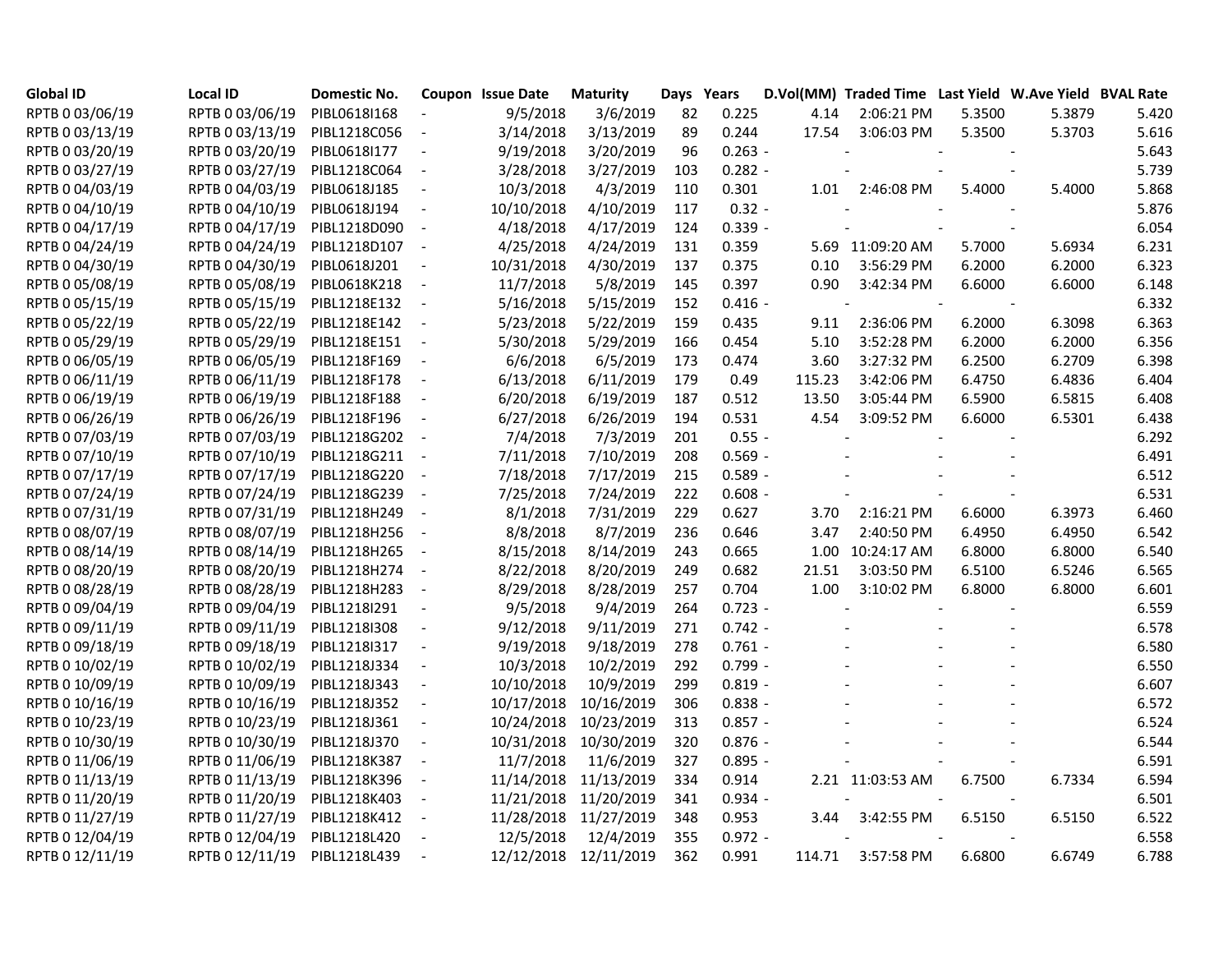| Global ID | Local ID | Domestic No. | Coupon | Issue Date | Maturity | Days | Years | D.Vol(MM) | Traded Time | Last Yield | W.Ave Yield | BVAL Rate |
|---|---|---|---|---|---|---|---|---|---|---|---|---|
| RPTB 0 03/06/19 | RPTB 0 03/06/19 | PIBL0618I168 | - | 9/5/2018 | 3/6/2019 | 82 | 0.225 | 4.14 | 2:06:21 PM | 5.3500 | 5.3879 | 5.420 |
| RPTB 0 03/13/19 | RPTB 0 03/13/19 | PIBL1218C056 | - | 3/14/2018 | 3/13/2019 | 89 | 0.244 | 17.54 | 3:06:03 PM | 5.3500 | 5.3703 | 5.616 |
| RPTB 0 03/20/19 | RPTB 0 03/20/19 | PIBL0618I177 | - | 9/19/2018 | 3/20/2019 | 96 | 0.263 | - | - | - | - | 5.643 |
| RPTB 0 03/27/19 | RPTB 0 03/27/19 | PIBL1218C064 | - | 3/28/2018 | 3/27/2019 | 103 | 0.282 | - | - | - | - | 5.739 |
| RPTB 0 04/03/19 | RPTB 0 04/03/19 | PIBL0618J185 | - | 10/3/2018 | 4/3/2019 | 110 | 0.301 | 1.01 | 2:46:08 PM | 5.4000 | 5.4000 | 5.868 |
| RPTB 0 04/10/19 | RPTB 0 04/10/19 | PIBL0618J194 | - | 10/10/2018 | 4/10/2019 | 117 | 0.32 | - | - | - | - | 5.876 |
| RPTB 0 04/17/19 | RPTB 0 04/17/19 | PIBL1218D090 | - | 4/18/2018 | 4/17/2019 | 124 | 0.339 | - | - | - | - | 6.054 |
| RPTB 0 04/24/19 | RPTB 0 04/24/19 | PIBL1218D107 | - | 4/25/2018 | 4/24/2019 | 131 | 0.359 | 5.69 | 11:09:20 AM | 5.7000 | 5.6934 | 6.231 |
| RPTB 0 04/30/19 | RPTB 0 04/30/19 | PIBL0618J201 | - | 10/31/2018 | 4/30/2019 | 137 | 0.375 | 0.10 | 3:56:29 PM | 6.2000 | 6.2000 | 6.323 |
| RPTB 0 05/08/19 | RPTB 0 05/08/19 | PIBL0618K218 | - | 11/7/2018 | 5/8/2019 | 145 | 0.397 | 0.90 | 3:42:34 PM | 6.6000 | 6.6000 | 6.148 |
| RPTB 0 05/15/19 | RPTB 0 05/15/19 | PIBL1218E132 | - | 5/16/2018 | 5/15/2019 | 152 | 0.416 | - | - | - | - | 6.332 |
| RPTB 0 05/22/19 | RPTB 0 05/22/19 | PIBL1218E142 | - | 5/23/2018 | 5/22/2019 | 159 | 0.435 | 9.11 | 2:36:06 PM | 6.2000 | 6.3098 | 6.363 |
| RPTB 0 05/29/19 | RPTB 0 05/29/19 | PIBL1218E151 | - | 5/30/2018 | 5/29/2019 | 166 | 0.454 | 5.10 | 3:52:28 PM | 6.2000 | 6.2000 | 6.356 |
| RPTB 0 06/05/19 | RPTB 0 06/05/19 | PIBL1218F169 | - | 6/6/2018 | 6/5/2019 | 173 | 0.474 | 3.60 | 3:27:32 PM | 6.2500 | 6.2709 | 6.398 |
| RPTB 0 06/11/19 | RPTB 0 06/11/19 | PIBL1218F178 | - | 6/13/2018 | 6/11/2019 | 179 | 0.49 | 115.23 | 3:42:06 PM | 6.4750 | 6.4836 | 6.404 |
| RPTB 0 06/19/19 | RPTB 0 06/19/19 | PIBL1218F188 | - | 6/20/2018 | 6/19/2019 | 187 | 0.512 | 13.50 | 3:05:44 PM | 6.5900 | 6.5815 | 6.408 |
| RPTB 0 06/26/19 | RPTB 0 06/26/19 | PIBL1218F196 | - | 6/27/2018 | 6/26/2019 | 194 | 0.531 | 4.54 | 3:09:52 PM | 6.6000 | 6.5301 | 6.438 |
| RPTB 0 07/03/19 | RPTB 0 07/03/19 | PIBL1218G202 | - | 7/4/2018 | 7/3/2019 | 201 | 0.55 | - | - | - | - | 6.292 |
| RPTB 0 07/10/19 | RPTB 0 07/10/19 | PIBL1218G211 | - | 7/11/2018 | 7/10/2019 | 208 | 0.569 | - | - | - | - | 6.491 |
| RPTB 0 07/17/19 | RPTB 0 07/17/19 | PIBL1218G220 | - | 7/18/2018 | 7/17/2019 | 215 | 0.589 | - | - | - | - | 6.512 |
| RPTB 0 07/24/19 | RPTB 0 07/24/19 | PIBL1218G239 | - | 7/25/2018 | 7/24/2019 | 222 | 0.608 | - | - | - | - | 6.531 |
| RPTB 0 07/31/19 | RPTB 0 07/31/19 | PIBL1218H249 | - | 8/1/2018 | 7/31/2019 | 229 | 0.627 | 3.70 | 2:16:21 PM | 6.6000 | 6.3973 | 6.460 |
| RPTB 0 08/07/19 | RPTB 0 08/07/19 | PIBL1218H256 | - | 8/8/2018 | 8/7/2019 | 236 | 0.646 | 3.47 | 2:40:50 PM | 6.4950 | 6.4950 | 6.542 |
| RPTB 0 08/14/19 | RPTB 0 08/14/19 | PIBL1218H265 | - | 8/15/2018 | 8/14/2019 | 243 | 0.665 | 1.00 | 10:24:17 AM | 6.8000 | 6.8000 | 6.540 |
| RPTB 0 08/20/19 | RPTB 0 08/20/19 | PIBL1218H274 | - | 8/22/2018 | 8/20/2019 | 249 | 0.682 | 21.51 | 3:03:50 PM | 6.5100 | 6.5246 | 6.565 |
| RPTB 0 08/28/19 | RPTB 0 08/28/19 | PIBL1218H283 | - | 8/29/2018 | 8/28/2019 | 257 | 0.704 | 1.00 | 3:10:02 PM | 6.8000 | 6.8000 | 6.601 |
| RPTB 0 09/04/19 | RPTB 0 09/04/19 | PIBL1218I291 | - | 9/5/2018 | 9/4/2019 | 264 | 0.723 | - | - | - | - | 6.559 |
| RPTB 0 09/11/19 | RPTB 0 09/11/19 | PIBL1218I308 | - | 9/12/2018 | 9/11/2019 | 271 | 0.742 | - | - | - | - | 6.578 |
| RPTB 0 09/18/19 | RPTB 0 09/18/19 | PIBL1218I317 | - | 9/19/2018 | 9/18/2019 | 278 | 0.761 | - | - | - | - | 6.580 |
| RPTB 0 10/02/19 | RPTB 0 10/02/19 | PIBL1218J334 | - | 10/3/2018 | 10/2/2019 | 292 | 0.799 | - | - | - | - | 6.550 |
| RPTB 0 10/09/19 | RPTB 0 10/09/19 | PIBL1218J343 | - | 10/10/2018 | 10/9/2019 | 299 | 0.819 | - | - | - | - | 6.607 |
| RPTB 0 10/16/19 | RPTB 0 10/16/19 | PIBL1218J352 | - | 10/17/2018 | 10/16/2019 | 306 | 0.838 | - | - | - | - | 6.572 |
| RPTB 0 10/23/19 | RPTB 0 10/23/19 | PIBL1218J361 | - | 10/24/2018 | 10/23/2019 | 313 | 0.857 | - | - | - | - | 6.524 |
| RPTB 0 10/30/19 | RPTB 0 10/30/19 | PIBL1218J370 | - | 10/31/2018 | 10/30/2019 | 320 | 0.876 | - | - | - | - | 6.544 |
| RPTB 0 11/06/19 | RPTB 0 11/06/19 | PIBL1218K387 | - | 11/7/2018 | 11/6/2019 | 327 | 0.895 | - | - | - | - | 6.591 |
| RPTB 0 11/13/19 | RPTB 0 11/13/19 | PIBL1218K396 | - | 11/14/2018 | 11/13/2019 | 334 | 0.914 | 2.21 | 11:03:53 AM | 6.7500 | 6.7334 | 6.594 |
| RPTB 0 11/20/19 | RPTB 0 11/20/19 | PIBL1218K403 | - | 11/21/2018 | 11/20/2019 | 341 | 0.934 | - | - | - | - | 6.501 |
| RPTB 0 11/27/19 | RPTB 0 11/27/19 | PIBL1218K412 | - | 11/28/2018 | 11/27/2019 | 348 | 0.953 | 3.44 | 3:42:55 PM | 6.5150 | 6.5150 | 6.522 |
| RPTB 0 12/04/19 | RPTB 0 12/04/19 | PIBL1218L420 | - | 12/5/2018 | 12/4/2019 | 355 | 0.972 | - | - | - | - | 6.558 |
| RPTB 0 12/11/19 | RPTB 0 12/11/19 | PIBL1218L439 | - | 12/12/2018 | 12/11/2019 | 362 | 0.991 | 114.71 | 3:57:58 PM | 6.6800 | 6.6749 | 6.788 |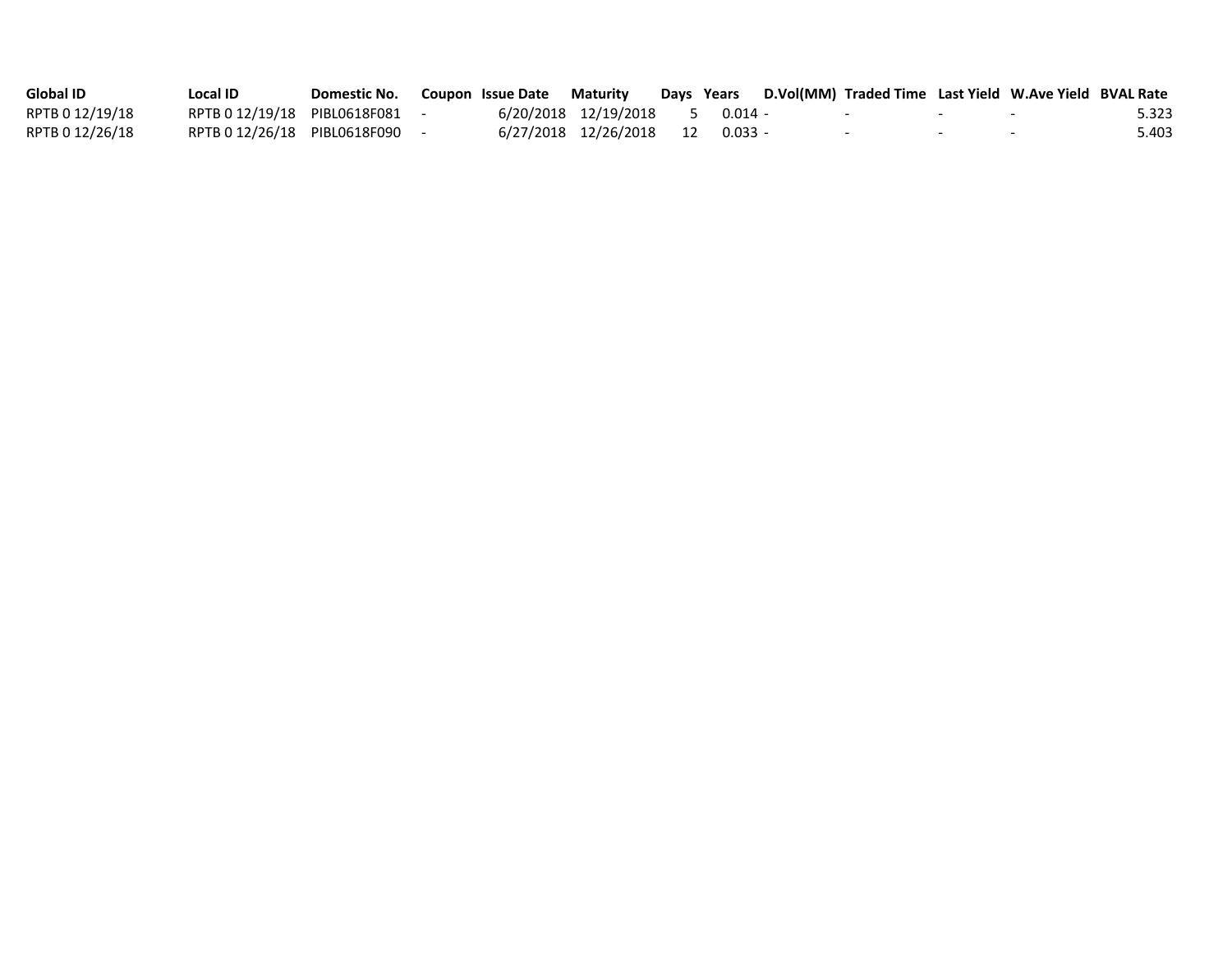| Global ID | Local ID | Domestic No. | Coupon | Issue Date | Maturity | Days | Years | D.Vol(MM) | Traded Time | Last Yield | W.Ave Yield | BVAL Rate |
|---|---|---|---|---|---|---|---|---|---|---|---|---|
| RPTB 0 12/19/18 | RPTB 0 12/19/18 | PIBL0618F081 | - | 6/20/2018 | 12/19/2018 | 5 | 0.014 | - | - | - | - | 5.323 |
| RPTB 0 12/26/18 | RPTB 0 12/26/18 | PIBL0618F090 | - | 6/27/2018 | 12/26/2018 | 12 | 0.033 | - | - | - | - | 5.403 |